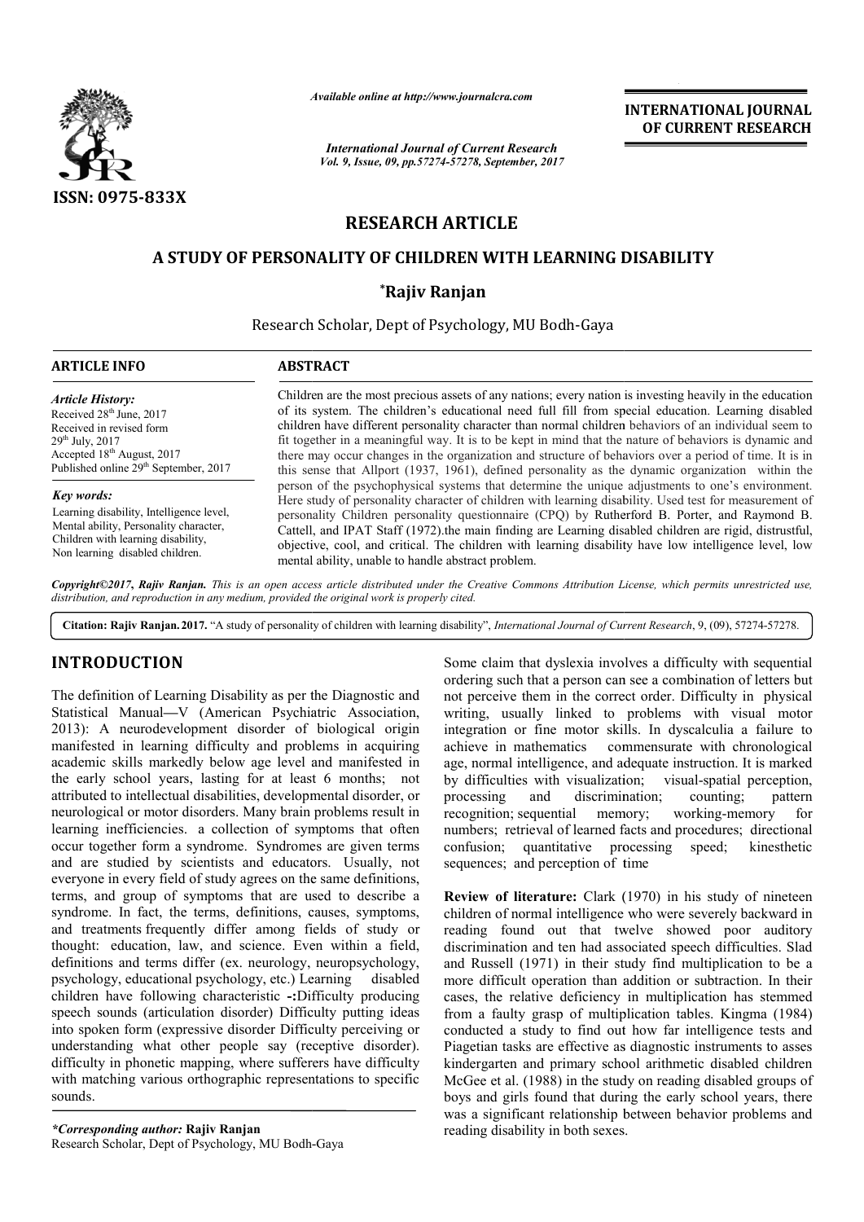*Available online at http://www.journalcra.com*

*International Journal of Current Research*
*Vol. 9, Issue, 09, pp.57274-57278, September, 2017*

**INTERNATIONAL JOURNAL OF CURRENT RESEARCH**

ISSN: 0975-833X

# RESEARCH ARTICLE

## A STUDY OF PERSONALITY OF CHILDREN WITH LEARNING DISABILITY

**\*Rajiv Ranjan**

Research Scholar, Dept of Psychology, MU Bodh-Gaya

**ARTICLE INFO**

*Article History:*

Received 28th June, 2017
Received in revised form
29th July, 2017
Accepted 18th August, 2017
Published online 29th September, 2017

*Key words:*

Learning disability, Intelligence level, Mental ability, Personality character, Children with learning disability, Non learning disabled children.

**ABSTRACT**

Children are the most precious assets of any nations; every nation is investing heavily in the education of its system. The children's educational need full fill from special education. Learning disabled children have different personality character than normal children behaviors of an individual seem to fit together in a meaningful way. It is to be kept in mind that the nature of behaviors is dynamic and there may occur changes in the organization and structure of behaviors over a period of time. It is in this sense that Allport (1937, 1961), defined personality as the dynamic organization within the person of the psychophysical systems that determine the unique adjustments to one's environment. Here study of personality character of children with learning disability. Used test for measurement of personality Children personality questionnaire (CPQ) by Rutherford B. Porter, and Raymond B. Cattell, and IPAT Staff (1972).the main finding are Learning disabled children are rigid, distrustful, objective, cool, and critical. The children with learning disability have low intelligence level, low mental ability, unable to handle abstract problem.

*Copyright©2017, Rajiv Ranjan. This is an open access article distributed under the Creative Commons Attribution License, which permits unrestricted use, distribution, and reproduction in any medium, provided the original work is properly cited.*

**Citation: Rajiv Ranjan. 2017.** "A study of personality of children with learning disability", *International Journal of Current Research*, 9, (09), 57274-57278.

# INTRODUCTION

The definition of Learning Disability as per the Diagnostic and Statistical Manual—V (American Psychiatric Association, 2013): A neurodevelopment disorder of biological origin manifested in learning difficulty and problems in acquiring academic skills markedly below age level and manifested in the early school years, lasting for at least 6 months; not attributed to intellectual disabilities, developmental disorder, or neurological or motor disorders. Many brain problems result in learning inefficiencies. a collection of symptoms that often occur together form a syndrome. Syndromes are given terms and are studied by scientists and educators. Usually, not everyone in every field of study agrees on the same definitions, terms, and group of symptoms that are used to describe a syndrome. In fact, the terms, definitions, causes, symptoms, and treatments frequently differ among fields of study or thought: education, law, and science. Even within a field, definitions and terms differ (ex. neurology, neuropsychology, psychology, educational psychology, etc.) Learning disabled children have following characteristic -:Difficulty producing speech sounds (articulation disorder) Difficulty putting ideas into spoken form (expressive disorder Difficulty perceiving or understanding what other people say (receptive disorder). difficulty in phonetic mapping, where sufferers have difficulty with matching various orthographic representations to specific sounds.

Some claim that dyslexia involves a difficulty with sequential ordering such that a person can see a combination of letters but not perceive them in the correct order. Difficulty in physical writing, usually linked to problems with visual motor integration or fine motor skills. In dyscalculia a failure to achieve in mathematics commensurate with chronological age, normal intelligence, and adequate instruction. It is marked by difficulties with visualization; visual-spatial perception, processing and discrimination; counting; pattern recognition; sequential memory; working-memory for numbers; retrieval of learned facts and procedures; directional confusion; quantitative processing speed; kinesthetic sequences; and perception of time

**Review of literature:** Clark (1970) in his study of nineteen children of normal intelligence who were severely backward in reading found out that twelve showed poor auditory discrimination and ten had associated speech difficulties. Slad and Russell (1971) in their study find multiplication to be a more difficult operation than addition or subtraction. In their cases, the relative deficiency in multiplication has stemmed from a faulty grasp of multiplication tables. Kingma (1984) conducted a study to find out how far intelligence tests and Piagetian tasks are effective as diagnostic instruments to asses kindergarten and primary school arithmetic disabled children McGee et al. (1988) in the study on reading disabled groups of boys and girls found that during the early school years, there was a significant relationship between behavior problems and reading disability in both sexes.

*\*Corresponding author:* **Rajiv Ranjan**
Research Scholar, Dept of Psychology, MU Bodh-Gaya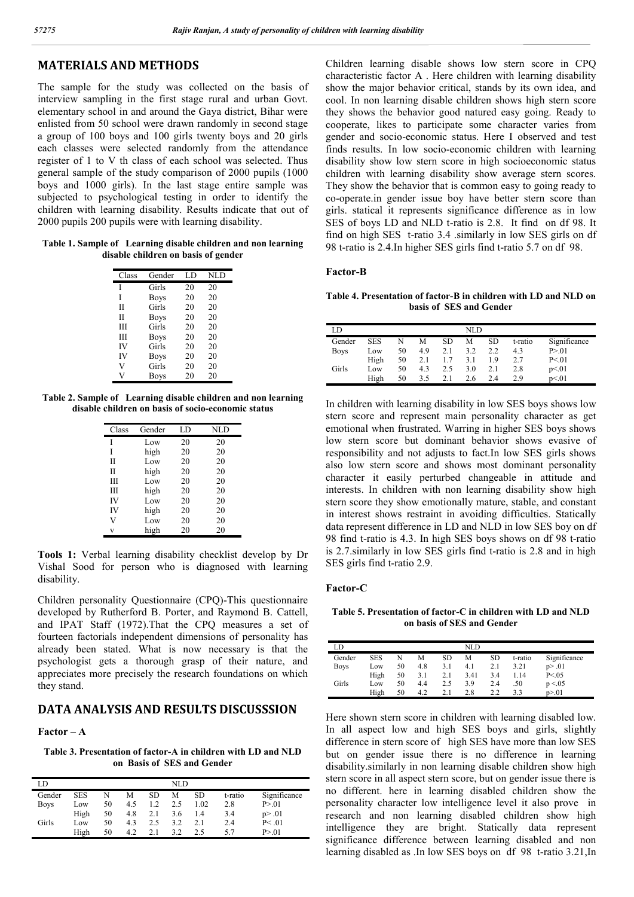## MATERIALS AND METHODS

The sample for the study was collected on the basis of interview sampling in the first stage rural and urban Govt. elementary school in and around the Gaya district, Bihar were enlisted from 50 school were drawn randomly in second stage a group of 100 boys and 100 girls twenty boys and 20 girls each classes were selected randomly from the attendance register of 1 to V th class of each school was selected. Thus general sample of the study comparison of 2000 pupils (1000 boys and 1000 girls). In the last stage entire sample was subjected to psychological testing in order to identify the children with learning disability. Results indicate that out of 2000 pupils 200 pupils were with learning disability.

**Table 1. Sample of Learning disable children and non learning disable children on basis of gender**

| Class | Gender | LD | NLD |
|---|---|---|---|
| I | Girls | 20 | 20 |
| I | Boys | 20 | 20 |
| II | Girls | 20 | 20 |
| II | Boys | 20 | 20 |
| III | Girls | 20 | 20 |
| III | Boys | 20 | 20 |
| IV | Girls | 20 | 20 |
| IV | Boys | 20 | 20 |
| V | Girls | 20 | 20 |
| V | Boys | 20 | 20 |

**Table 2. Sample of Learning disable children and non learning disable children on basis of socio-economic status**

| Class | Gender | LD | NLD |
|---|---|---|---|
| I | Low | 20 | 20 |
| I | high | 20 | 20 |
| II | Low | 20 | 20 |
| II | high | 20 | 20 |
| III | Low | 20 | 20 |
| III | high | 20 | 20 |
| IV | Low | 20 | 20 |
| IV | high | 20 | 20 |
| V | Low | 20 | 20 |
| v | high | 20 | 20 |

**Tools 1:** Verbal learning disability checklist develop by Dr Vishal Sood for person who is diagnosed with learning disability.

Children personality Questionnaire (CPQ)-This questionnaire developed by Rutherford B. Porter, and Raymond B. Cattell, and IPAT Staff (1972).That the CPQ measures a set of fourteen factorials independent dimensions of personality has already been stated. What is now necessary is that the psychologist gets a thorough grasp of their nature, and appreciates more precisely the research foundations on which they stand.

## DATA ANALYSIS AND RESULTS DISCUSSSION

### Factor – A

**Table 3. Presentation of factor-A in children with LD and NLD on Basis of SES and Gender**

| LD | | | | | NLD | | | |
|---|---|---|---|---|---|---|---|---|
| Gender | SES | N | M | SD | M | SD | t-ratio | Significance |
| Boys | Low | 50 | 4.5 | 1.2 | 2.5 | 1.02 | 2.8 | P>.01 |
| | High | 50 | 4.8 | 2.1 | 3.6 | 1.4 | 3.4 | p> .01 |
| Girls | Low | 50 | 4.3 | 2.5 | 3.2 | 2.1 | 2.4 | P< .01 |
| | High | 50 | 4.2 | 2.1 | 3.2 | 2.5 | 5.7 | P>.01 |

Children learning disable shows low stern score in CPQ characteristic factor A . Here children with learning disability show the major behavior critical, stands by its own idea, and cool. In non learning disable children shows high stern score they shows the behavior good natured easy going. Ready to cooperate, likes to participate some character varies from gender and socio-economic status. Here I observed and test finds results. In low socio-economic children with learning disability show low stern score in high socioeconomic status children with learning disability show average stern scores. They show the behavior that is common easy to going ready to co-operate.in gender issue boy have better stern score than girls. statical it represents significance difference as in low SES of boys LD and NLD t-ratio is 2.8. It find on df 98. It find on high SES t-ratio 3.4 .similarly in low SES girls on df 98 t-ratio is 2.4.In higher SES girls find t-ratio 5.7 on df 98.

### Factor-B

**Table 4. Presentation of factor-B in children with LD and NLD on basis of SES and Gender**

| LD | | | | | NLD | | | |
|---|---|---|---|---|---|---|---|---|
| Gender | SES | N | M | SD | M | SD | t-ratio | Significance |
| Boys | Low | 50 | 4.9 | 2.1 | 3.2 | 2.2 | 4.3 | P>.01 |
| | High | 50 | 2.1 | 1.7 | 3.1 | 1.9 | 2.7 | P<.01 |
| Girls | Low | 50 | 4.3 | 2.5 | 3.0 | 2.1 | 2.8 | p<.01 |
| | High | 50 | 3.5 | 2.1 | 2.6 | 2.4 | 2.9 | p<.01 |

In children with learning disability in low SES boys shows low stern score and represent main personality character as get emotional when frustrated. Warring in higher SES boys shows low stern score but dominant behavior shows evasive of responsibility and not adjusts to fact.In low SES girls shows also low stern score and shows most dominant personality character it easily perturbed changeable in attitude and interests. In children with non learning disability show high stern score they show emotionally mature, stable, and constant in interest shows restraint in avoiding difficulties. Statically data represent difference in LD and NLD in low SES boy on df 98 find t-ratio is 4.3. In high SES boys shows on df 98 t-ratio is 2.7.similarly in low SES girls find t-ratio is 2.8 and in high SES girls find t-ratio 2.9.

### Factor-C

**Table 5. Presentation of factor-C in children with LD and NLD on basis of SES and Gender**

| LD | | | | | NLD | | | |
|---|---|---|---|---|---|---|---|---|
| Gender | SES | N | M | SD | M | SD | t-ratio | Significance |
| Boys | Low | 50 | 4.8 | 3.1 | 4.1 | 2.1 | 3.21 | p> .01 |
| | High | 50 | 3.1 | 2.1 | 3.41 | 3.4 | 1.14 | P<.05 |
| Girls | Low | 50 | 4.4 | 2.5 | 3.9 | 2.4 | .50 | p <.05 |
| | High | 50 | 4.2 | 2.1 | 2.8 | 2.2 | 3.3 | p>.01 |

Here shown stern score in children with learning disabled low. In all aspect low and high SES boys and girls, slightly difference in stern score of high SES have more than low SES but on gender issue there is no difference in learning disability.similarly in non learning disable children show high stern score in all aspect stern score, but on gender issue there is no different. here in learning disabled children show the personality character low intelligence level it also prove in research and non learning disabled children show high intelligence they are bright. Statically data represent significance difference between learning disabled and non learning disabled as .In low SES boys on df 98 t-ratio 3.21,In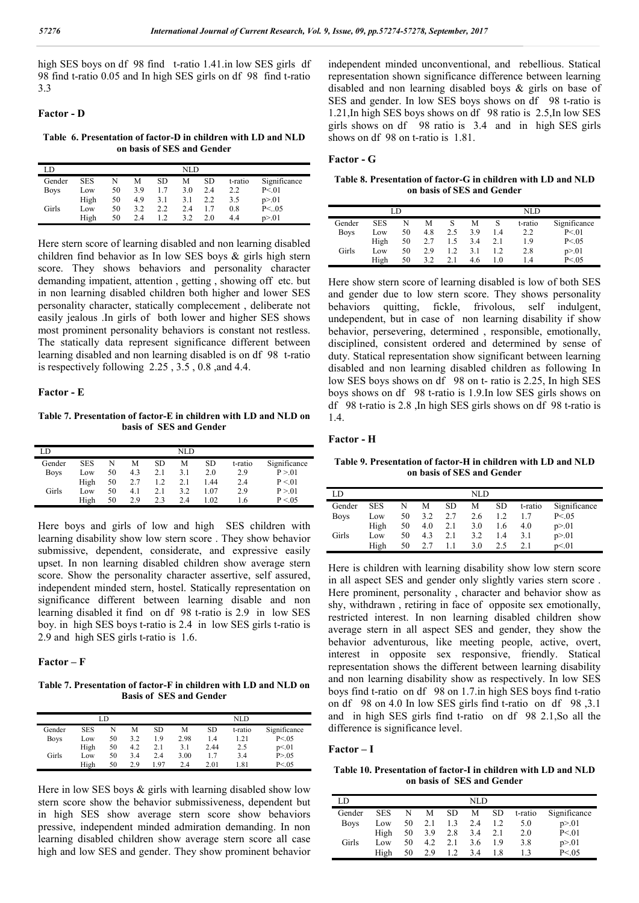high SES boys on df 98 find t-ratio 1.41.in low SES girls df 98 find t-ratio 0.05 and In high SES girls on df 98 find t-ratio 3.3

### Factor - D

**Table 6. Presentation of factor-D in children with LD and NLD on basis of SES and Gender**

| LD | | | | | NLD | | | |
|---|---|---|---|---|---|---|---|---|
| Gender | SES | N | M | SD | M | SD | t-ratio | Significance |
| Boys | Low | 50 | 3.9 | 1.7 | 3.0 | 2.4 | 2.2 | P<.01 |
| | High | 50 | 4.9 | 3.1 | 3.1 | 2.2 | 3.5 | p>.01 |
| Girls | Low | 50 | 3.2 | 2.2 | 2.4 | 1.7 | 0.8 | P<..05 |
| | High | 50 | 2.4 | 1.2 | 3.2 | 2.0 | 4.4 | p>.01 |

Here stern score of learning disabled and non learning disabled children find behavior as In low SES boys & girls high stern score. They shows behaviors and personality character demanding impatient, attention , getting , showing off etc. but in non learning disabled children both higher and lower SES personality character, statically complecement , deliberate not easily jealous .In girls of both lower and higher SES shows most prominent personality behaviors is constant not restless. The statically data represent significance different between learning disabled and non learning disabled is on df 98 t-ratio is respectively following 2.25 , 3.5 , 0.8 ,and 4.4.

### Factor - E

**Table 7. Presentation of factor-E in children with LD and NLD on basis of SES and Gender**

| LD | | | | | NLD | | | |
|---|---|---|---|---|---|---|---|---|
| Gender | SES | N | M | SD | M | SD | t-ratio | Significance |
| Boys | Low | 50 | 4.3 | 2.1 | 3.1 | 2.0 | 2.9 | P >.01 |
| | High | 50 | 2.7 | 1.2 | 2.1 | 1.44 | 2.4 | P <.01 |
| Girls | Low | 50 | 4.1 | 2.1 | 3.2 | 1.07 | 2.9 | P >.01 |
| | High | 50 | 2.9 | 2.3 | 2.4 | 1.02 | 1.6 | P <.05 |

Here boys and girls of low and high SES children with learning disability show low stern score . They show behavior submissive, dependent, considerate, and expressive easily upset. In non learning disabled children show average stern score. Show the personality character assertive, self assured, independent minded stern, hostel. Statically representation on significance different between learning disable and non learning disabled it find on df 98 t-ratio is 2.9 in low SES boy. in high SES boys t-ratio is 2.4 in low SES girls t-ratio is 2.9 and high SES girls t-ratio is 1.6.

### Factor – F

**Table 7. Presentation of factor-F in children with LD and NLD on Basis of SES and Gender**

| | | LD | | | | | NLD | |
|---|---|---|---|---|---|---|---|---|
| Gender | SES | N | M | SD | M | SD | t-ratio | Significance |
| Boys | Low | 50 | 3.2 | 1.9 | 2.98 | 1.4 | 1.21 | P<.05 |
| | High | 50 | 4.2 | 2.1 | 3.1 | 2.44 | 2.5 | p<.01 |
| Girls | Low | 50 | 3.4 | 2.4 | 3.00 | 1.7 | 3.4 | P>.05 |
| | High | 50 | 2.9 | 1.97 | 2.4 | 2.01 | 1.81 | P<.05 |

Here in low SES boys & girls with learning disabled show low stern score show the behavior submissiveness, dependent but in high SES show average stern score show behaviors pressive, independent minded admiration demanding. In non learning disabled children show average stern score all case high and low SES and gender. They show prominent behavior independent minded unconventional, and rebellious. Statical representation shown significance difference between learning disabled and non learning disabled boys & girls on base of SES and gender. In low SES boys shows on df 98 t-ratio is 1.21,In high SES boys shows on df 98 ratio is 2.5,In low SES girls shows on df 98 ratio is 3.4 and in high SES girls shows on df 98 on t-ratio is 1.81.

### Factor - G

**Table 8. Presentation of factor-G in children with LD and NLD on basis of SES and Gender**

| | LD | | | | | | NLD | |
|---|---|---|---|---|---|---|---|---|
| Gender | SES | N | M | S | M | S | t-ratio | Significance |
| Boys | Low | 50 | 4.8 | 2.5 | 3.9 | 1.4 | 2.2 | P<.01 |
| | High | 50 | 2.7 | 1.5 | 3.4 | 2.1 | 1.9 | P<.05 |
| Girls | Low | 50 | 2.9 | 1.2 | 3.1 | 1.2 | 2.8 | p>.01 |
| | High | 50 | 3.2 | 2.1 | 4.6 | 1.0 | 1.4 | P<.05 |

Here show stern score of learning disabled is low of both SES and gender due to low stern score. They shows personality behaviors quitting, fickle, frivolous, self indulgent, undependent, but in case of non learning disability if show behavior, persevering, determined , responsible, emotionally, disciplined, consistent ordered and determined by sense of duty. Statical representation show significant between learning disabled and non learning disabled children as following In low SES boys shows on df 98 on t- ratio is 2.25, In high SES boys shows on df 98 t-ratio is 1.9.In low SES girls shows on df 98 t-ratio is 2.8 ,In high SES girls shows on df 98 t-ratio is 1.4.

### Factor - H

**Table 9. Presentation of factor-H in children with LD and NLD on basis of SES and Gender**

| LD | | | | | NLD | | | |
|---|---|---|---|---|---|---|---|---|
| Gender | SES | N | M | SD | M | SD | t-ratio | Significance |
| Boys | Low | 50 | 3.2 | 2.7 | 2.6 | 1.2 | 1.7 | P<.05 |
| | High | 50 | 4.0 | 2.1 | 3.0 | 1.6 | 4.0 | p>.01 |
| Girls | Low | 50 | 4.3 | 2.1 | 3.2 | 1.4 | 3.1 | p>.01 |
| | High | 50 | 2.7 | 1.1 | 3.0 | 2.5 | 2.1 | p<.01 |

Here is children with learning disability show low stern score in all aspect SES and gender only slightly varies stern score . Here prominent, personality , character and behavior show as shy, withdrawn , retiring in face of opposite sex emotionally, restricted interest. In non learning disabled children show average stern in all aspect SES and gender, they show the behavior adventurous, like meeting people, active, overt, interest in opposite sex responsive, friendly. Statical representation shows the different between learning disability and non learning disability show as respectively. In low SES boys find t-ratio on df 98 on 1.7.in high SES boys find t-ratio on df 98 on 4.0 In low SES girls find t-ratio on df 98 ,3.1 and in high SES girls find t-ratio on df 98 2.1,So all the difference is significance level.

### Factor – I

**Table 10. Presentation of factor-I in children with LD and NLD on basis of SES and Gender**

| LD | | | | | NLD | | | |
|---|---|---|---|---|---|---|---|---|
| Gender | SES | N | M | SD | M | SD | t-ratio | Significance |
| Boys | Low | 50 | 2.1 | 1.3 | 2.4 | 1.2 | 5.0 | p>.01 |
| | High | 50 | 3.9 | 2.8 | 3.4 | 2.1 | 2.0 | P<.01 |
| Girls | Low | 50 | 4.2 | 2.1 | 3.6 | 1.9 | 3.8 | p>.01 |
| | High | 50 | 2.9 | 1.2 | 3.4 | 1.8 | 1.3 | P<.05 |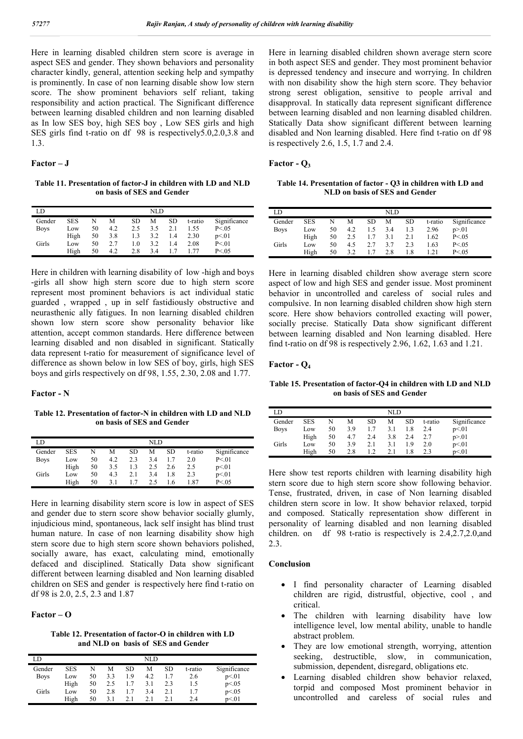Here in learning disabled children stern score is average in aspect SES and gender. They shown behaviors and personality character kindly, general, attention seeking help and sympathy is prominently. In case of non learning disable show low stern score. The show prominent behaviors self reliant, taking responsibility and action practical. The Significant difference between learning disabled children and non learning disabled as In low SES boy, high SES boy , Low SES girls and high SES girls find t-ratio on df 98 is respectively5.0,2.0,3.8 and 1.3.

### Factor – J

**Table 11. Presentation of factor-J in children with LD and NLD on basis of SES and Gender**

| LD | | | | | NLD | | | |
|---|---|---|---|---|---|---|---|---|
| Gender | SES | N | M | SD | M | SD | t-ratio | Significance |
| Boys | Low | 50 | 4.2 | 2.5 | 3.5 | 2.1 | 1.55 | P<.05 |
| | High | 50 | 3.8 | 1.3 | 3.2 | 1.4 | 2.30 | p<.01 |
| Girls | Low | 50 | 2.7 | 1.0 | 3.2 | 1.4 | 2.08 | P<.01 |
| | High | 50 | 4.2 | 2.8 | 3.4 | 1.7 | 1.77 | P<.05 |

Here in children with learning disability of low -high and boys -girls all show high stern score due to high stern score represent most prominent behaviors is act individual static guarded , wrapped , up in self fastidiously obstructive and neurasthenic ally fatigues. In non learning disabled children shown low stern score show personality behavior like attention, accept common standards. Here difference between learning disabled and non disabled in significant. Statically data represent t-ratio for measurement of significance level of difference as shown below in low SES of boy, girls, high SES boys and girls respectively on df 98, 1.55, 2.30, 2.08 and 1.77.

### Factor - N

**Table 12. Presentation of factor-N in children with LD and NLD on basis of SES and Gender**

| LD | | | | | NLD | | | |
|---|---|---|---|---|---|---|---|---|
| Gender | SES | N | M | SD | M | SD | t-ratio | Significance |
| Boys | Low | 50 | 4.2 | 2.3 | 3.4 | 1.7 | 2.0 | P<.01 |
| | High | 50 | 3.5 | 1.3 | 2.5 | 2.6 | 2.5 | p<.01 |
| Girls | Low | 50 | 4.3 | 2.1 | 3.4 | 1.8 | 2.3 | p<.01 |
| | High | 50 | 3.1 | 1.7 | 2.5 | 1.6 | 1.87 | P<.05 |

Here in learning disability stern score is low in aspect of SES and gender due to stern score show behavior socially glumly, injudicious mind, spontaneous, lack self insight has blind trust human nature. In case of non learning disability show high stern score due to high stern score shown behaviors polished, socially aware, has exact, calculating mind, emotionally defaced and disciplined. Statically Data show significant different between learning disabled and Non learning disabled children on SES and gender is respectively here find t-ratio on df 98 is 2.0, 2.5, 2.3 and 1.87

### Factor – O

**Table 12. Presentation of factor-O in children with LD and NLD on basis of SES and Gender**

| LD | | | | | NLD | | | |
|---|---|---|---|---|---|---|---|---|
| Gender | SES | N | M | SD | M | SD | t-ratio | Significance |
| Boys | Low | 50 | 3.3 | 1.9 | 4.2 | 1.7 | 2.6 | p<.01 |
| | High | 50 | 2.5 | 1.7 | 3.1 | 2.3 | 1.5 | p<.05 |
| Girls | Low | 50 | 2.8 | 1.7 | 3.4 | 2.1 | 1.7 | p<.05 |
| | High | 50 | 3.1 | 2.1 | 2.1 | 2.1 | 2.4 | p<.01 |

Here in learning disabled children shown average stern score in both aspect SES and gender. They most prominent behavior is depressed tendency and insecure and worrying. In children with non disability show the high stern score. They behavior strong serest obligation, sensitive to people arrival and disapproval. In statically data represent significant difference between learning disabled and non learning disabled children. Statically Data show significant different between learning disabled and Non learning disabled. Here find t-ratio on df 98 is respectively 2.6, 1.5, 1.7 and 2.4.

### Factor - $Q_3$

**Table 14. Presentation of factor - Q3 in children with LD and NLD on basis of SES and Gender**

| LD | | | | | NLD | | | |
|---|---|---|---|---|---|---|---|---|
| Gender | SES | N | M | SD | M | SD | t-ratio | Significance |
| Boys | Low | 50 | 4.2 | 1.5 | 3.4 | 1.3 | 2.96 | p>.01 |
| | High | 50 | 2.5 | 1.7 | 3.1 | 2.1 | 1.62 | P<.05 |
| Girls | Low | 50 | 4.5 | 2.7 | 3.7 | 2.3 | 1.63 | P<.05 |
| | High | 50 | 3.2 | 1.7 | 2.8 | 1.8 | 1.21 | P<.05 |

Here in learning disabled children show average stern score aspect of low and high SES and gender issue. Most prominent behavior in uncontrolled and careless of social rules and compulsive. In non learning disabled children show high stern score. Here show behaviors controlled exacting will power, socially precise. Statically Data show significant different between learning disabled and Non learning disabled. Here find t-ratio on df 98 is respectively 2.96, 1.62, 1.63 and 1.21.

### Factor - $Q_4$

**Table 15. Presentation of factor-Q4 in children with LD and NLD on basis of SES and Gender**

| LD | | | | | NLD | | | |
|---|---|---|---|---|---|---|---|---|
| Gender | SES | N | M | SD | M | SD | t-ratio | Significance |
| Boys | Low | 50 | 3.9 | 1.7 | 3.1 | 1.8 | 2.4 | p<.01 |
| | High | 50 | 4.7 | 2.4 | 3.8 | 2.4 | 2.7 | p>.01 |
| Girls | Low | 50 | 3.9 | 2.1 | 3.1 | 1.9 | 2.0 | p<.01 |
| | High | 50 | 2.8 | 1.2 | 2.1 | 1.8 | 2.3 | p<.01 |

Here show test reports children with learning disability high stern score due to high stern score show following behavior. Tense, frustrated, driven, in case of Non learning disabled children stern score in low. It show behavior relaxed, torpid and composed. Statically representation show different in personality of learning disabled and non learning disabled children. on df 98 t-ratio is respectively is 2.4,2.7,2.0,and 2.3.

## Conclusion

- I find personality character of Learning disabled children are rigid, distrustful, objective, cool , and critical.
- The children with learning disability have low intelligence level, low mental ability, unable to handle abstract problem.
- They are low emotional strength, worrying, attention seeking, destructible, slow, in communication, submission, dependent, disregard, obligations etc.
- Learning disabled children show behavior relaxed, torpid and composed Most prominent behavior in uncontrolled and careless of social rules and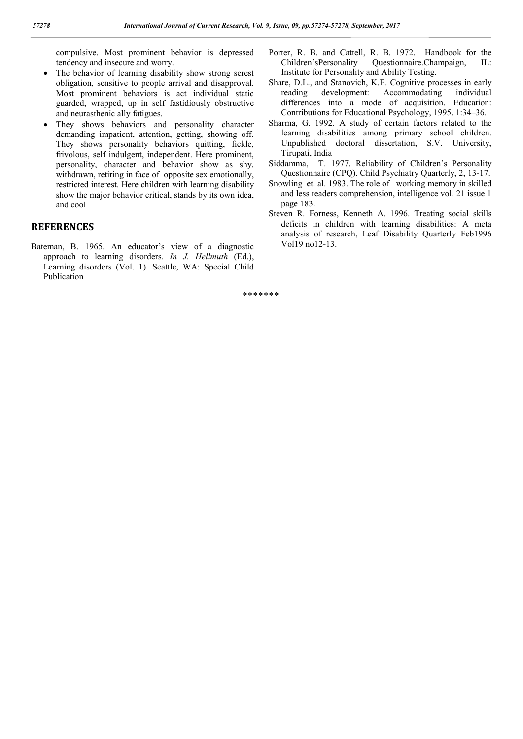compulsive. Most prominent behavior is depressed tendency and insecure and worry.

- The behavior of learning disability show strong serest obligation, sensitive to people arrival and disapproval. Most prominent behaviors is act individual static guarded, wrapped, up in self fastidiously obstructive and neurasthenic ally fatigues.
- They shows behaviors and personality character demanding impatient, attention, getting, showing off. They shows personality behaviors quitting, fickle, frivolous, self indulgent, independent. Here prominent, personality, character and behavior show as shy, withdrawn, retiring in face of opposite sex emotionally, restricted interest. Here children with learning disability show the major behavior critical, stands by its own idea, and cool

## REFERENCES

Bateman, B. 1965. An educator's view of a diagnostic approach to learning disorders. *In J. Hellmuth* (Ed.), Learning disorders (Vol. 1). Seattle, WA: Special Child Publication

Porter, R. B. and Cattell, R. B. 1972. Handbook for the Children'sPersonality Questionnaire.Champaign, IL: Institute for Personality and Ability Testing.

Share, D.L., and Stanovich, K.E. Cognitive processes in early reading development: Accommodating individual differences into a mode of acquisition. Education: Contributions for Educational Psychology, 1995. 1:34–36.

Sharma, G. 1992. A study of certain factors related to the learning disabilities among primary school children. Unpublished doctoral dissertation, S.V. University, Tirupati, India

Siddamma, T. 1977. Reliability of Children's Personality Questionnaire (CPQ). Child Psychiatry Quarterly, 2, 13-17.

Snowling et. al. 1983. The role of working memory in skilled and less readers comprehension, intelligence vol. 21 issue 1 page 183.

Steven R. Forness, Kenneth A. 1996. Treating social skills deficits in children with learning disabilities: A meta analysis of research, Leaf Disability Quarterly Feb1996 Vol19 no12-13.

\*\*\*\*\*\*\*